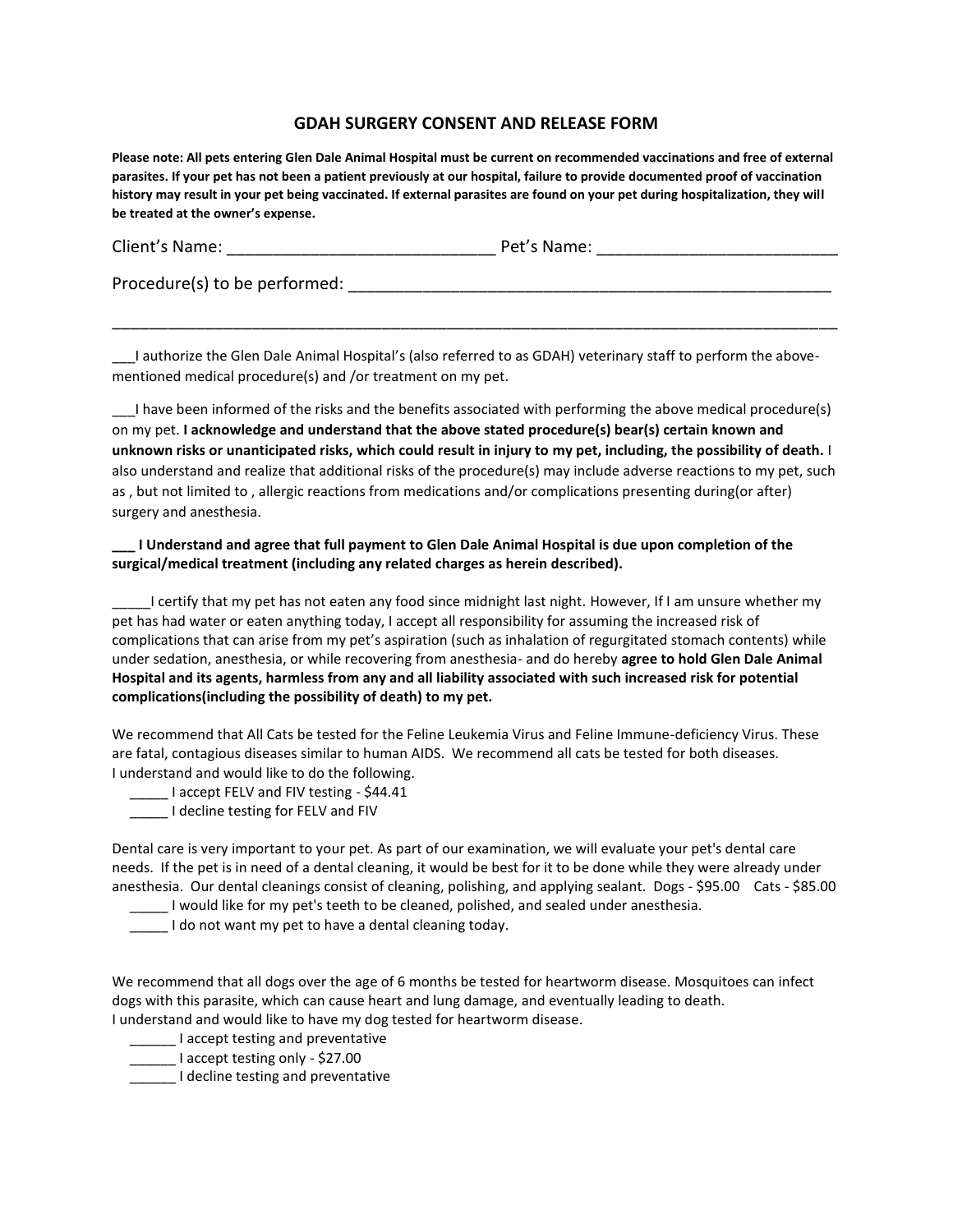## GDAH SURGERY CONSENT AND RELEASE FORM

**Please note: All pets entering Glen Dale Animal Hospital must be current on recommended vaccinations and free of external parasites. If your pet has not been a patient previously at our hospital, failure to provide documented proof of vaccination history may result in your pet being vaccinated. If external parasites are found on your pet during hospitalization, they will be treated at the owner's expense.**

Client's Name: _____________________________ Pet's Name: _________________________

Procedure(s) to be performed: ______________________________________________________

_____________________________________________________________________________________

___I authorize the Glen Dale Animal Hospital's (also referred to as GDAH) veterinary staff to perform the above-mentioned medical procedure(s) and /or treatment on my pet.

___I have been informed of the risks and the benefits associated with performing the above medical procedure(s) on my pet. **I acknowledge and understand that the above stated procedure(s) bear(s) certain known and unknown risks or unanticipated risks, which could result in injury to my pet, including, the possibility of death.** I also understand and realize that additional risks of the procedure(s) may include adverse reactions to my pet, such as , but not limited to , allergic reactions from medications and/or complications presenting during(or after) surgery and anesthesia.

**___ I Understand and agree that full payment to Glen Dale Animal Hospital is due upon completion of the surgical/medical treatment (including any related charges as herein described).**

_____I certify that my pet has not eaten any food since midnight last night. However, If I am unsure whether my pet has had water or eaten anything today, I accept all responsibility for assuming the increased risk of complications that can arise from my pet's aspiration (such as inhalation of regurgitated stomach contents) while under sedation, anesthesia, or while recovering from anesthesia- and do hereby **agree to hold Glen Dale Animal Hospital and its agents, harmless from any and all liability associated with such increased risk for potential complications(including the possibility of death) to my pet.**

We recommend that All Cats be tested for the Feline Leukemia Virus and Feline Immune-deficiency Virus. These are fatal, contagious diseases similar to human AIDS. We recommend all cats be tested for both diseases.
I understand and would like to do the following.

_____ I accept FELV and FIV testing - $44.41
_____ I decline testing for FELV and FIV

Dental care is very important to your pet. As part of our examination, we will evaluate your pet's dental care needs. If the pet is in need of a dental cleaning, it would be best for it to be done while they were already under anesthesia. Our dental cleanings consist of cleaning, polishing, and applying sealant. Dogs - $95.00 Cats - $85.00

_____ I would like for my pet's teeth to be cleaned, polished, and sealed under anesthesia.
_____ I do not want my pet to have a dental cleaning today.

We recommend that all dogs over the age of 6 months be tested for heartworm disease. Mosquitoes can infect dogs with this parasite, which can cause heart and lung damage, and eventually leading to death.
I understand and would like to have my dog tested for heartworm disease.

______ I accept testing and preventative
______ I accept testing only - $27.00
______ I decline testing and preventative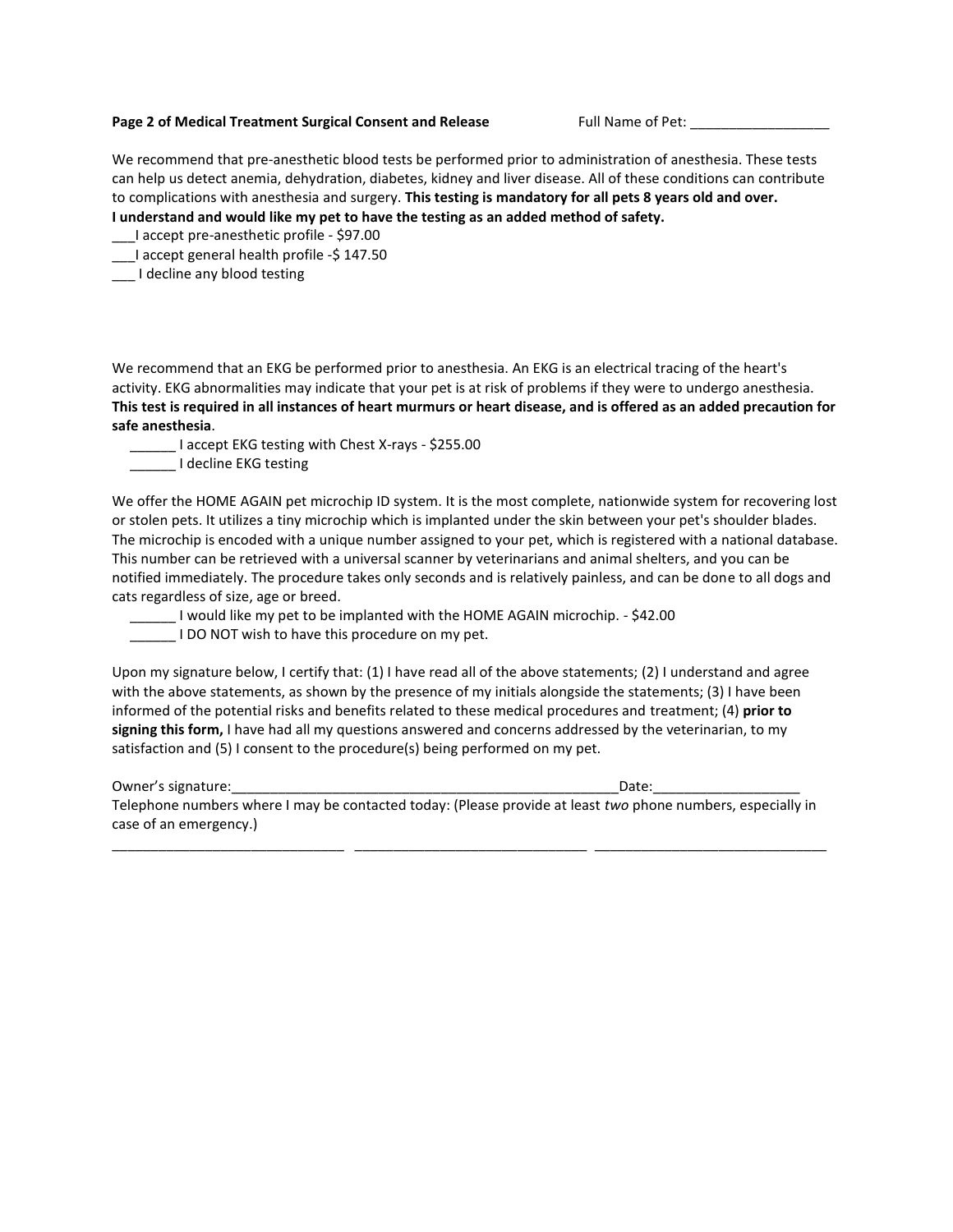**Page 2 of Medical Treatment Surgical Consent and Release** Full Name of Pet: ___________________

We recommend that pre-anesthetic blood tests be performed prior to administration of anesthesia. These tests can help us detect anemia, dehydration, diabetes, kidney and liver disease. All of these conditions can contribute to complications with anesthesia and surgery. **This testing is mandatory for all pets 8 years old and over. I understand and would like my pet to have the testing as an added method of safety.**

___I accept pre-anesthetic profile - $97.00
___I accept general health profile -$ 147.50
___ I decline any blood testing

We recommend that an EKG be performed prior to anesthesia. An EKG is an electrical tracing of the heart's activity. EKG abnormalities may indicate that your pet is at risk of problems if they were to undergo anesthesia. **This test is required in all instances of heart murmurs or heart disease, and is offered as an added precaution for safe anesthesia**.

______ I accept EKG testing with Chest X-rays - $255.00
______ I decline EKG testing

We offer the HOME AGAIN pet microchip ID system. It is the most complete, nationwide system for recovering lost or stolen pets. It utilizes a tiny microchip which is implanted under the skin between your pet's shoulder blades. The microchip is encoded with a unique number assigned to your pet, which is registered with a national database. This number can be retrieved with a universal scanner by veterinarians and animal shelters, and you can be notified immediately. The procedure takes only seconds and is relatively painless, and can be done to all dogs and cats regardless of size, age or breed.

______ I would like my pet to be implanted with the HOME AGAIN microchip. - $42.00
______ I DO NOT wish to have this procedure on my pet.

Upon my signature below, I certify that: (1) I have read all of the above statements; (2) I understand and agree with the above statements, as shown by the presence of my initials alongside the statements; (3) I have been informed of the potential risks and benefits related to these medical procedures and treatment; (4) **prior to signing this form,** I have had all my questions answered and concerns addressed by the veterinarian, to my satisfaction and (5) I consent to the procedure(s) being performed on my pet.

Owner's signature:___________________________________________________Date:___________________

Telephone numbers where I may be contacted today: (Please provide at least *two* phone numbers, especially in case of an emergency.)

______________________________ ______________________________ ______________________________